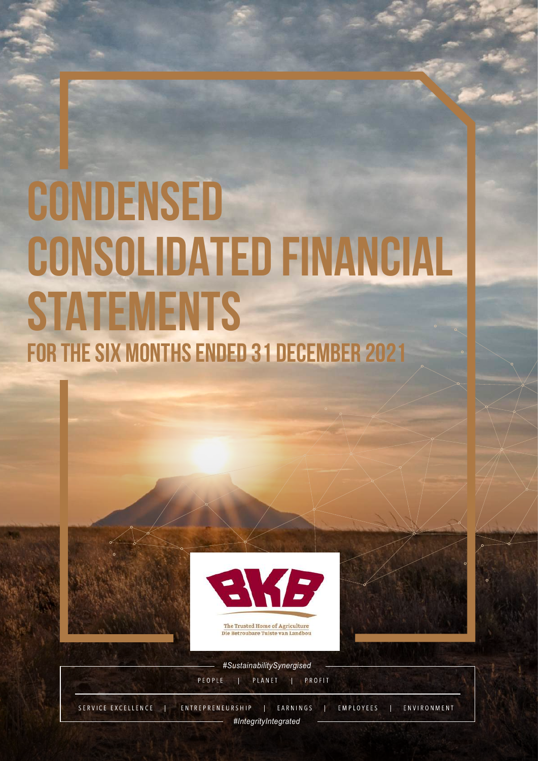# CONDENSED CONSOLIDATED FINANCIAL STATEMENTS

## FOR THE SIX MONTHS ENDED 31 DECEMBER 2021

BKB

The Trusted Home of Agriculture
Die Betroubare Tuiste van Landbou

#SustainabilitySynergised

PEOPLE | PLANET | PROFIT

SERVICE EXCELLENCE | ENTREPRENEURSHIP | EARNINGS | EMPLOYEES | ENVIRONMENT

#IntegrityIntegrated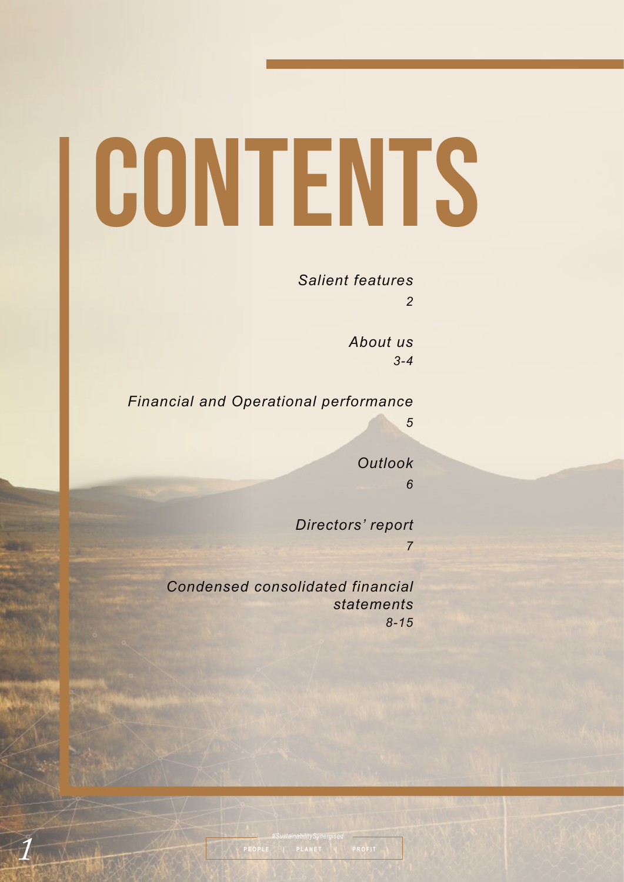# CONTENTS

*Salient features*
*2*

*About us*
*3-4*

*Financial and Operational performance*
*5*

*Outlook*
*6*

*Directors' report*
*7*

*Condensed consolidated financial statements*
*8-15*

#SustainabilitySynergised

PEOPLE | PLANET | PROFIT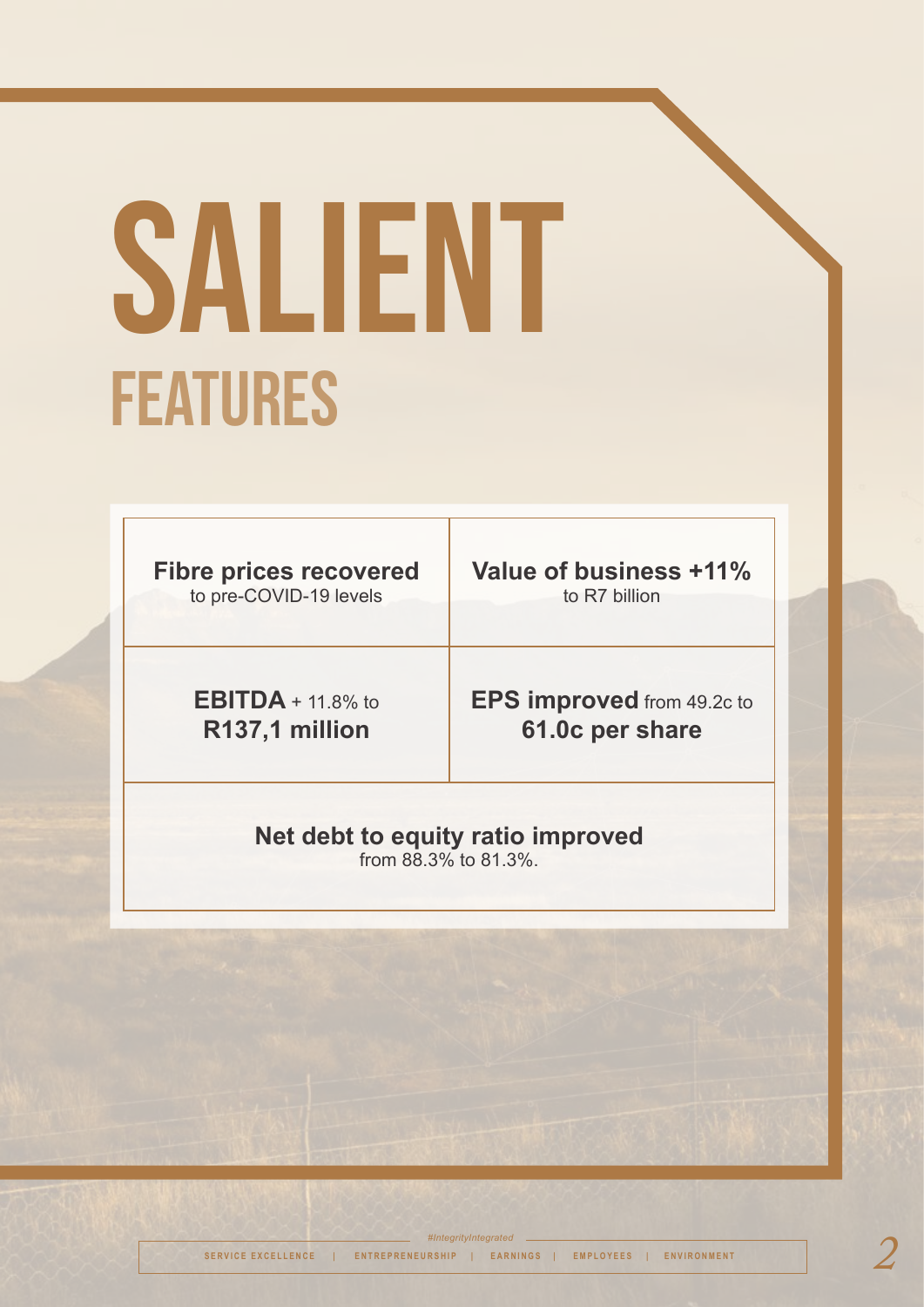# SALIENT FEATURES

**Fibre prices recovered**
to pre-COVID-19 levels

**Value of business +11%**
to R7 billion

**EBITDA** + 11.8% to
**R137,1 million**

**EPS improved** from 49.2c to
**61.0c per share**

**Net debt to equity ratio improved**
from 88.3% to 81.3%.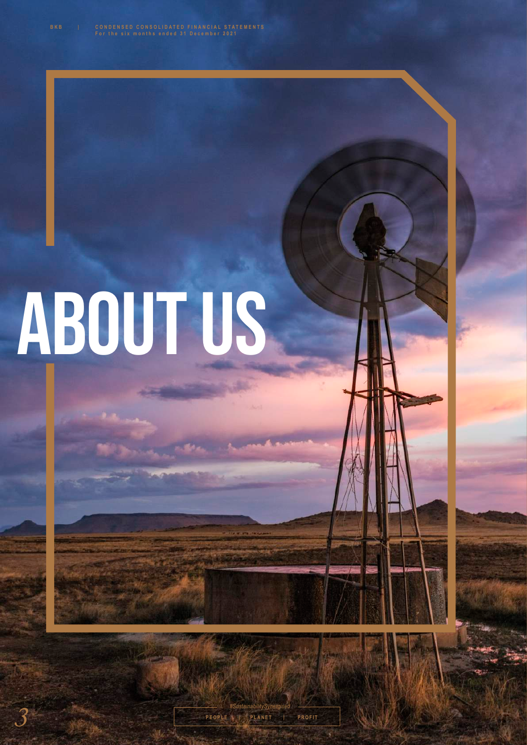# ABOUT US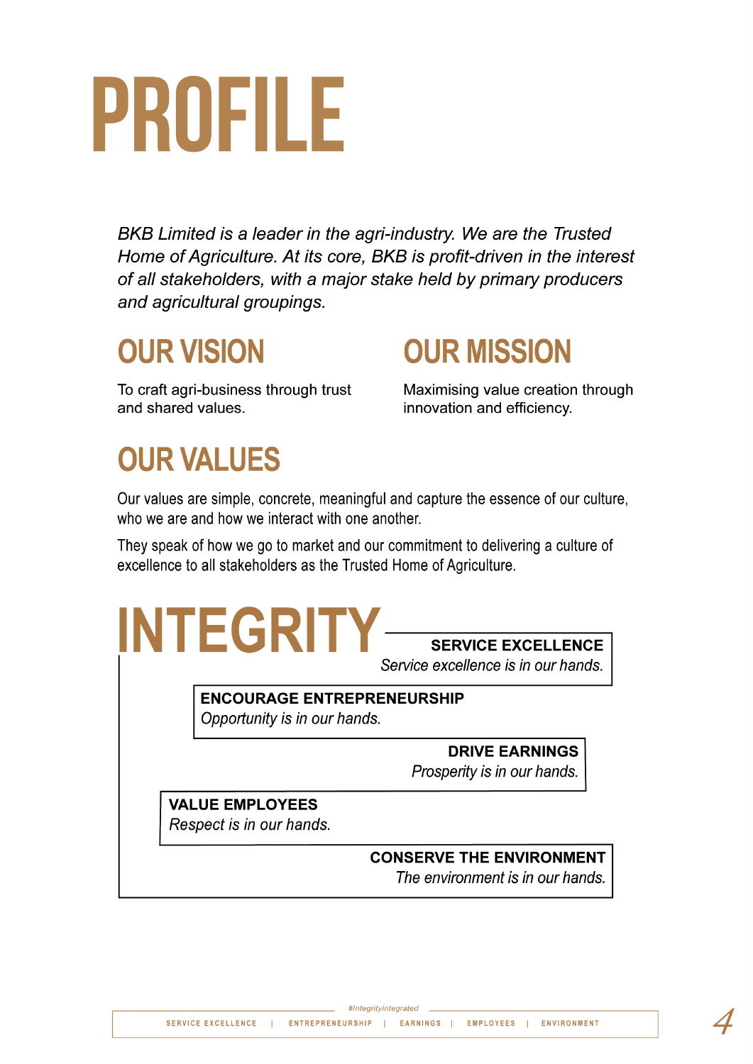# PROFILE

*BKB Limited is a leader in the agri-industry. We are the Trusted Home of Agriculture. At its core, BKB is profit-driven in the interest of all stakeholders, with a major stake held by primary producers and agricultural groupings.*

## OUR VISION

To craft agri-business through trust and shared values.

## OUR MISSION

Maximising value creation through innovation and efficiency.

## OUR VALUES

Our values are simple, concrete, meaningful and capture the essence of our culture, who we are and how we interact with one another.

They speak of how we go to market and our commitment to delivering a culture of excellence to all stakeholders as the Trusted Home of Agriculture.

# INTEGRITY

**SERVICE EXCELLENCE**
*Service excellence is in our hands.*

**ENCOURAGE ENTREPRENEURSHIP**
*Opportunity is in our hands.*

**DRIVE EARNINGS**
*Prosperity is in our hands.*

**VALUE EMPLOYEES**
*Respect is in our hands.*

**CONSERVE THE ENVIRONMENT**
*The environment is in our hands.*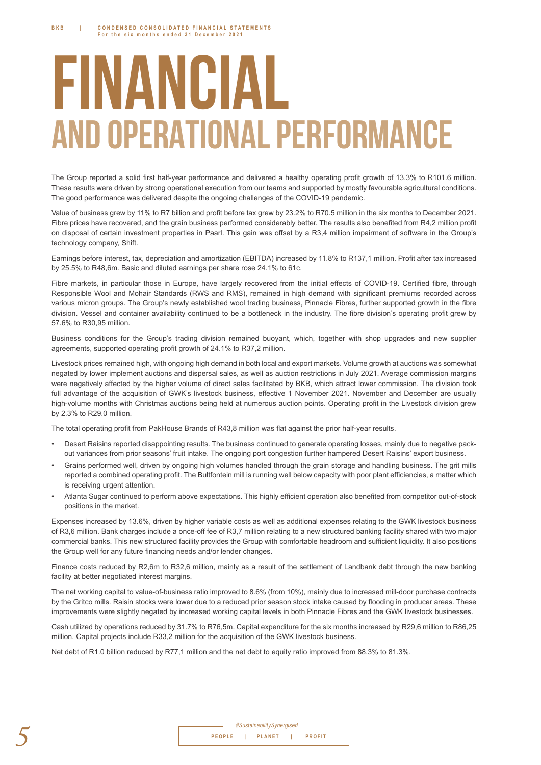# FINANCIAL

## AND OPERATIONAL PERFORMANCE

The Group reported a solid first half-year performance and delivered a healthy operating profit growth of 13.3% to R101.6 million. These results were driven by strong operational execution from our teams and supported by mostly favourable agricultural conditions. The good performance was delivered despite the ongoing challenges of the COVID-19 pandemic.

Value of business grew by 11% to R7 billion and profit before tax grew by 23.2% to R70.5 million in the six months to December 2021. Fibre prices have recovered, and the grain business performed considerably better. The results also benefited from R4,2 million profit on disposal of certain investment properties in Paarl. This gain was offset by a R3,4 million impairment of software in the Group's technology company, Shift.

Earnings before interest, tax, depreciation and amortization (EBITDA) increased by 11.8% to R137,1 million. Profit after tax increased by 25.5% to R48,6m. Basic and diluted earnings per share rose 24.1% to 61c.

Fibre markets, in particular those in Europe, have largely recovered from the initial effects of COVID-19. Certified fibre, through Responsible Wool and Mohair Standards (RWS and RMS), remained in high demand with significant premiums recorded across various micron groups. The Group's newly established wool trading business, Pinnacle Fibres, further supported growth in the fibre division. Vessel and container availability continued to be a bottleneck in the industry. The fibre division's operating profit grew by 57.6% to R30,95 million.

Business conditions for the Group's trading division remained buoyant, which, together with shop upgrades and new supplier agreements, supported operating profit growth of 24.1% to R37,2 million.

Livestock prices remained high, with ongoing high demand in both local and export markets. Volume growth at auctions was somewhat negated by lower implement auctions and dispersal sales, as well as auction restrictions in July 2021. Average commission margins were negatively affected by the higher volume of direct sales facilitated by BKB, which attract lower commission. The division took full advantage of the acquisition of GWK's livestock business, effective 1 November 2021. November and December are usually high-volume months with Christmas auctions being held at numerous auction points. Operating profit in the Livestock division grew by 2.3% to R29.0 million.

The total operating profit from PakHouse Brands of R43,8 million was flat against the prior half-year results.

- Desert Raisins reported disappointing results. The business continued to generate operating losses, mainly due to negative pack-out variances from prior seasons' fruit intake. The ongoing port congestion further hampered Desert Raisins' export business.
- Grains performed well, driven by ongoing high volumes handled through the grain storage and handling business. The grit mills reported a combined operating profit. The Bultfontein mill is running well below capacity with poor plant efficiencies, a matter which is receiving urgent attention.
- Atlanta Sugar continued to perform above expectations. This highly efficient operation also benefited from competitor out-of-stock positions in the market.

Expenses increased by 13.6%, driven by higher variable costs as well as additional expenses relating to the GWK livestock business of R3,6 million. Bank charges include a once-off fee of R3,7 million relating to a new structured banking facility shared with two major commercial banks. This new structured facility provides the Group with comfortable headroom and sufficient liquidity. It also positions the Group well for any future financing needs and/or lender changes.

Finance costs reduced by R2,6m to R32,6 million, mainly as a result of the settlement of Landbank debt through the new banking facility at better negotiated interest margins.

The net working capital to value-of-business ratio improved to 8.6% (from 10%), mainly due to increased mill-door purchase contracts by the Gritco mills. Raisin stocks were lower due to a reduced prior season stock intake caused by flooding in producer areas. These improvements were slightly negated by increased working capital levels in both Pinnacle Fibres and the GWK livestock businesses.

Cash utilized by operations reduced by 31.7% to R76,5m. Capital expenditure for the six months increased by R29,6 million to R86,25 million. Capital projects include R33,2 million for the acquisition of the GWK livestock business.

Net debt of R1.0 billion reduced by R77,1 million and the net debt to equity ratio improved from 88.3% to 81.3%.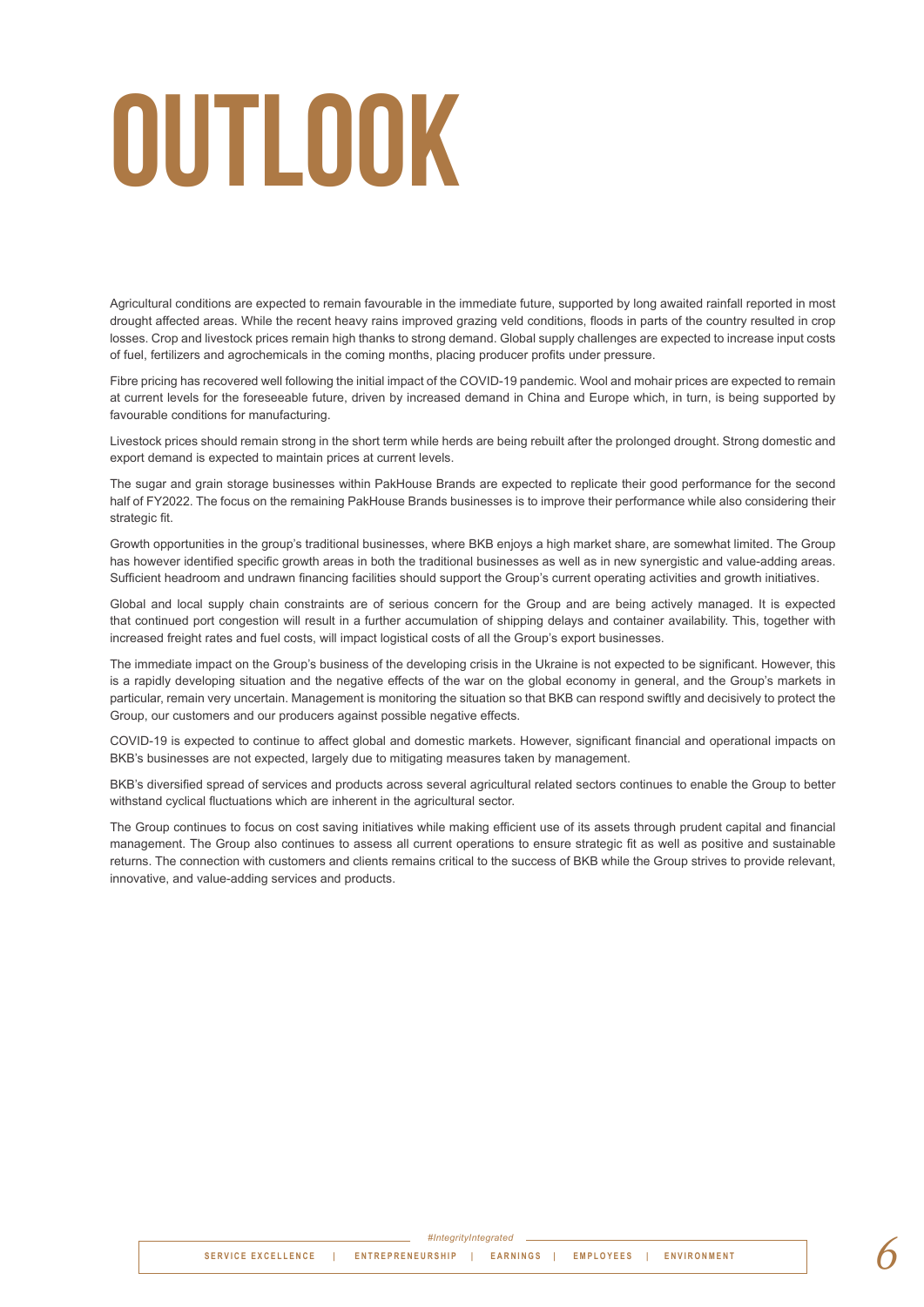# OUTLOOK

Agricultural conditions are expected to remain favourable in the immediate future, supported by long awaited rainfall reported in most drought affected areas. While the recent heavy rains improved grazing veld conditions, floods in parts of the country resulted in crop losses. Crop and livestock prices remain high thanks to strong demand. Global supply challenges are expected to increase input costs of fuel, fertilizers and agrochemicals in the coming months, placing producer profits under pressure.

Fibre pricing has recovered well following the initial impact of the COVID-19 pandemic. Wool and mohair prices are expected to remain at current levels for the foreseeable future, driven by increased demand in China and Europe which, in turn, is being supported by favourable conditions for manufacturing.

Livestock prices should remain strong in the short term while herds are being rebuilt after the prolonged drought. Strong domestic and export demand is expected to maintain prices at current levels.

The sugar and grain storage businesses within PakHouse Brands are expected to replicate their good performance for the second half of FY2022. The focus on the remaining PakHouse Brands businesses is to improve their performance while also considering their strategic fit.

Growth opportunities in the group's traditional businesses, where BKB enjoys a high market share, are somewhat limited. The Group has however identified specific growth areas in both the traditional businesses as well as in new synergistic and value-adding areas. Sufficient headroom and undrawn financing facilities should support the Group's current operating activities and growth initiatives.

Global and local supply chain constraints are of serious concern for the Group and are being actively managed. It is expected that continued port congestion will result in a further accumulation of shipping delays and container availability. This, together with increased freight rates and fuel costs, will impact logistical costs of all the Group's export businesses.

The immediate impact on the Group's business of the developing crisis in the Ukraine is not expected to be significant. However, this is a rapidly developing situation and the negative effects of the war on the global economy in general, and the Group's markets in particular, remain very uncertain. Management is monitoring the situation so that BKB can respond swiftly and decisively to protect the Group, our customers and our producers against possible negative effects.

COVID-19 is expected to continue to affect global and domestic markets. However, significant financial and operational impacts on BKB's businesses are not expected, largely due to mitigating measures taken by management.

BKB's diversified spread of services and products across several agricultural related sectors continues to enable the Group to better withstand cyclical fluctuations which are inherent in the agricultural sector.

The Group continues to focus on cost saving initiatives while making efficient use of its assets through prudent capital and financial management. The Group also continues to assess all current operations to ensure strategic fit as well as positive and sustainable returns. The connection with customers and clients remains critical to the success of BKB while the Group strives to provide relevant, innovative, and value-adding services and products.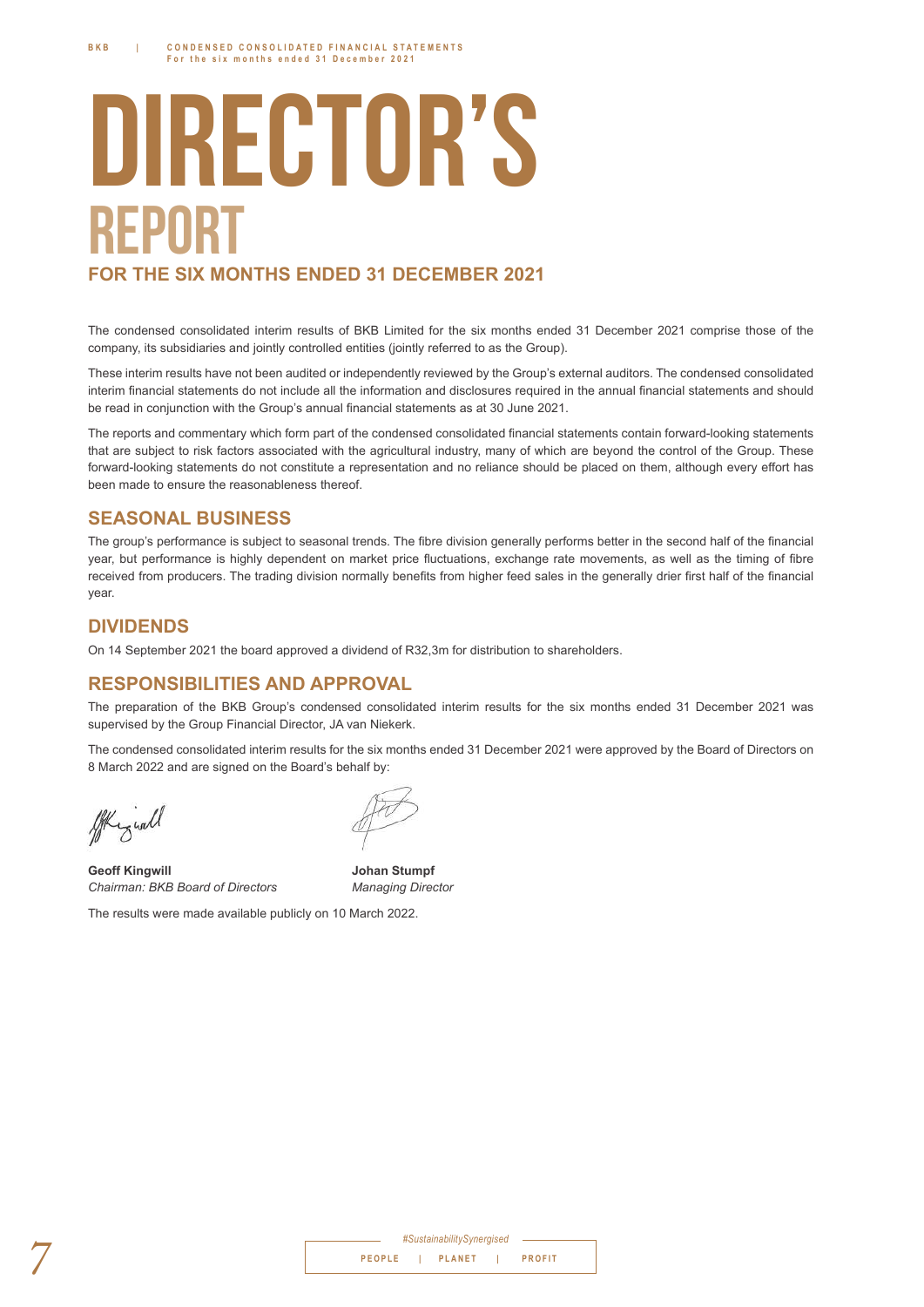# DIRECTOR'S REPORT

## FOR THE SIX MONTHS ENDED 31 DECEMBER 2021

The condensed consolidated interim results of BKB Limited for the six months ended 31 December 2021 comprise those of the company, its subsidiaries and jointly controlled entities (jointly referred to as the Group).

These interim results have not been audited or independently reviewed by the Group's external auditors. The condensed consolidated interim financial statements do not include all the information and disclosures required in the annual financial statements and should be read in conjunction with the Group's annual financial statements as at 30 June 2021.

The reports and commentary which form part of the condensed consolidated financial statements contain forward-looking statements that are subject to risk factors associated with the agricultural industry, many of which are beyond the control of the Group. These forward-looking statements do not constitute a representation and no reliance should be placed on them, although every effort has been made to ensure the reasonableness thereof.

## SEASONAL BUSINESS

The group's performance is subject to seasonal trends. The fibre division generally performs better in the second half of the financial year, but performance is highly dependent on market price fluctuations, exchange rate movements, as well as the timing of fibre received from producers. The trading division normally benefits from higher feed sales in the generally drier first half of the financial year.

## DIVIDENDS

On 14 September 2021 the board approved a dividend of R32,3m for distribution to shareholders.

## RESPONSIBILITIES AND APPROVAL

The preparation of the BKB Group's condensed consolidated interim results for the six months ended 31 December 2021 was supervised by the Group Financial Director, JA van Niekerk.

The condensed consolidated interim results for the six months ended 31 December 2021 were approved by the Board of Directors on 8 March 2022 and are signed on the Board's behalf by:

**Geoff Kingwill**
*Chairman: BKB Board of Directors*

**Johan Stumpf**
*Managing Director*

The results were made available publicly on 10 March 2022.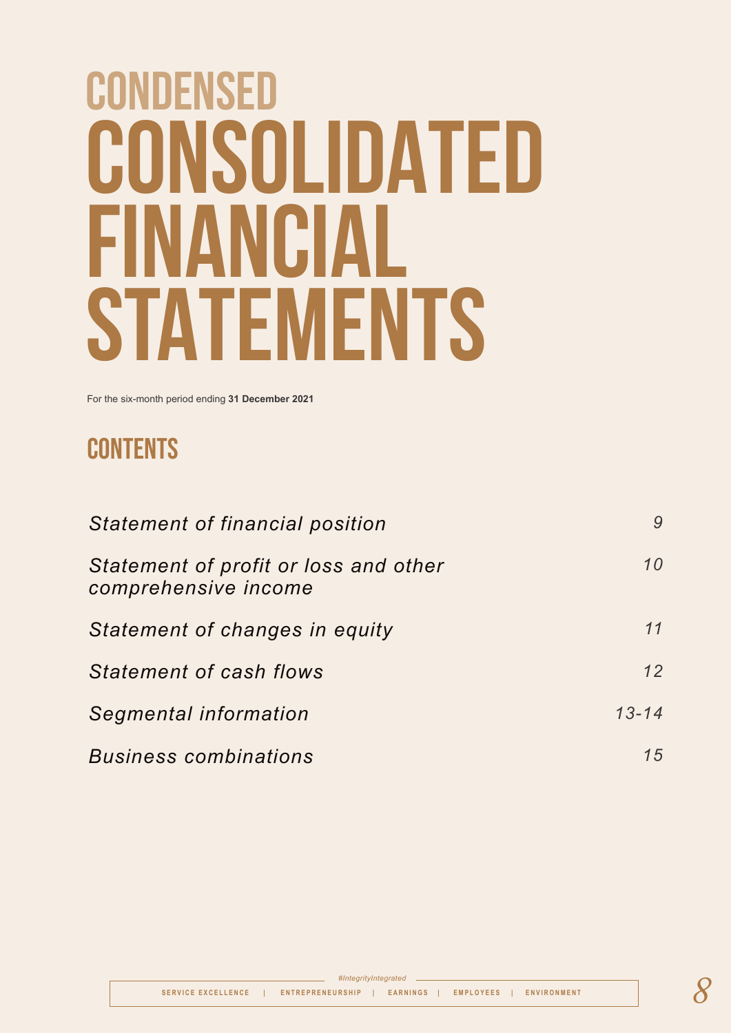# CONDENSED CONSOLIDATED FINANCIAL STATEMENTS

For the six-month period ending **31 December 2021**

## CONTENTS

| | |
|---|---|
| *Statement of financial position* | *9* |
| *Statement of profit or loss and other comprehensive income* | *10* |
| *Statement of changes in equity* | *11* |
| *Statement of cash flows* | *12* |
| *Segmental information* | *13-14* |
| *Business combinations* | *15* |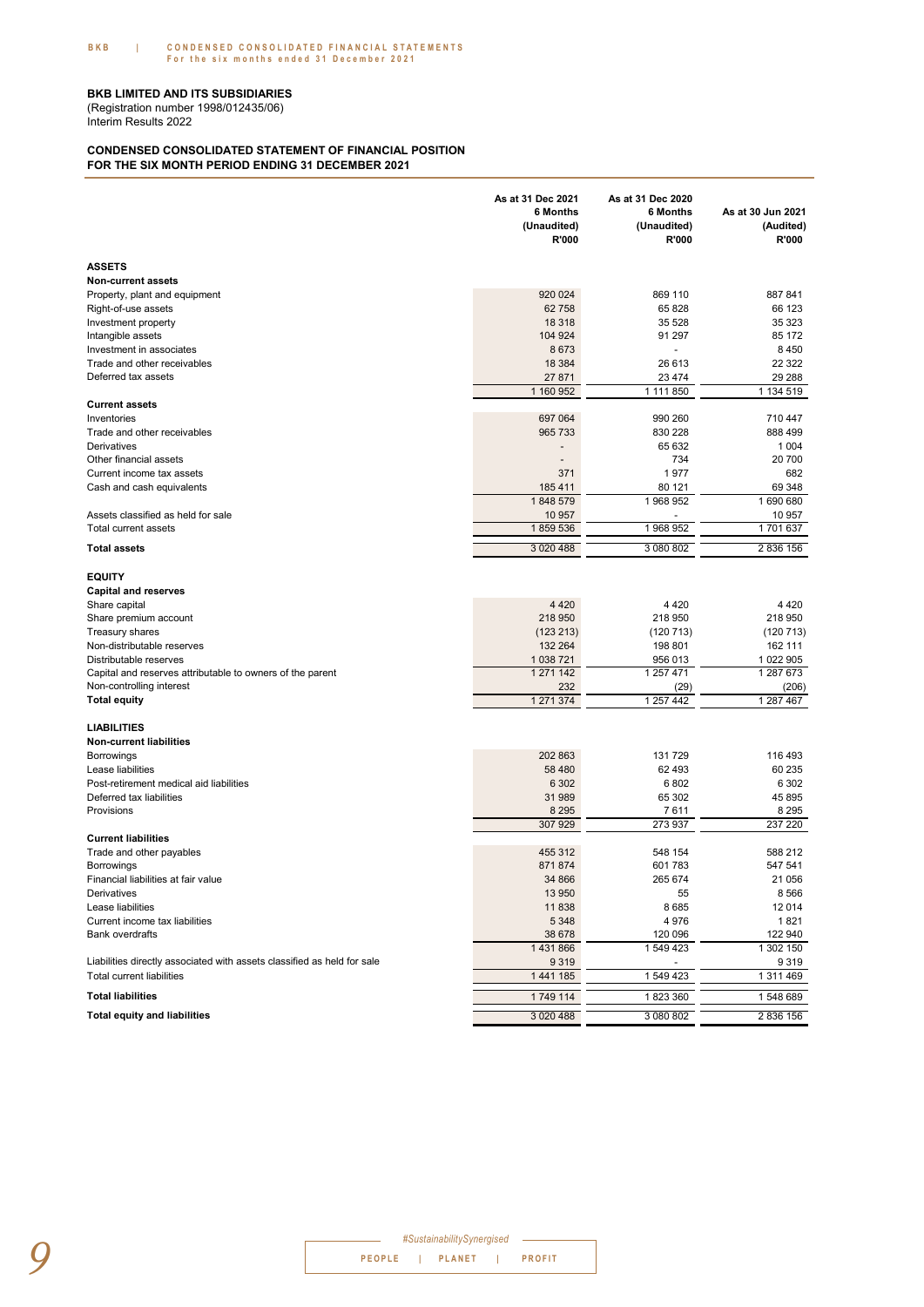**BKB LIMITED AND ITS SUBSIDIARIES**
(Registration number 1998/012435/06)
Interim Results 2022

**CONDENSED CONSOLIDATED STATEMENT OF FINANCIAL POSITION**
**FOR THE SIX MONTH PERIOD ENDING 31 DECEMBER 2021**

| | As at 31 Dec 2021 6 Months (Unaudited) R'000 | As at 31 Dec 2020 6 Months (Unaudited) R'000 | As at 30 Jun 2021 (Audited) R'000 |
|---|---|---|---|
| **ASSETS** | | | |
| **Non-current assets** | | | |
| Property, plant and equipment | 920 024 | 869 110 | 887 841 |
| Right-of-use assets | 62 758 | 65 828 | 66 123 |
| Investment property | 18 318 | 35 528 | 35 323 |
| Intangible assets | 104 924 | 91 297 | 85 172 |
| Investment in associates | 8 673 | - | 8 450 |
| Trade and other receivables | 18 384 | 26 613 | 22 322 |
| Deferred tax assets | 27 871 | 23 474 | 29 288 |
| | 1 160 952 | 1 111 850 | 1 134 519 |
| **Current assets** | | | |
| Inventories | 697 064 | 990 260 | 710 447 |
| Trade and other receivables | 965 733 | 830 228 | 888 499 |
| Derivatives | - | 65 632 | 1 004 |
| Other financial assets | - | 734 | 20 700 |
| Current income tax assets | 371 | 1 977 | 682 |
| Cash and cash equivalents | 185 411 | 80 121 | 69 348 |
| | 1 848 579 | 1 968 952 | 1 690 680 |
| Assets classified as held for sale | 10 957 | - | 10 957 |
| Total current assets | 1 859 536 | 1 968 952 | 1 701 637 |
| **Total assets** | 3 020 488 | 3 080 802 | 2 836 156 |
| **EQUITY** | | | |
| **Capital and reserves** | | | |
| Share capital | 4 420 | 4 420 | 4 420 |
| Share premium account | 218 950 | 218 950 | 218 950 |
| Treasury shares | (123 213) | (120 713) | (120 713) |
| Non-distributable reserves | 132 264 | 198 801 | 162 111 |
| Distributable reserves | 1 038 721 | 956 013 | 1 022 905 |
| Capital and reserves attributable to owners of the parent | 1 271 142 | 1 257 471 | 1 287 673 |
| Non-controlling interest | 232 | (29) | (206) |
| **Total equity** | 1 271 374 | 1 257 442 | 1 287 467 |
| **LIABILITIES** | | | |
| **Non-current liabilities** | | | |
| Borrowings | 202 863 | 131 729 | 116 493 |
| Lease liabilities | 58 480 | 62 493 | 60 235 |
| Post-retirement medical aid liabilities | 6 302 | 6 802 | 6 302 |
| Deferred tax liabilities | 31 989 | 65 302 | 45 895 |
| Provisions | 8 295 | 7 611 | 8 295 |
| | 307 929 | 273 937 | 237 220 |
| **Current liabilities** | | | |
| Trade and other payables | 455 312 | 548 154 | 588 212 |
| Borrowings | 871 874 | 601 783 | 547 541 |
| Financial liabilities at fair value | 34 866 | 265 674 | 21 056 |
| Derivatives | 13 950 | 55 | 8 566 |
| Lease liabilities | 11 838 | 8 685 | 12 014 |
| Current income tax liabilities | 5 348 | 4 976 | 1 821 |
| Bank overdrafts | 38 678 | 120 096 | 122 940 |
| | 1 431 866 | 1 549 423 | 1 302 150 |
| Liabilities directly associated with assets classified as held for sale | 9 319 | - | 9 319 |
| Total current liabilities | 1 441 185 | 1 549 423 | 1 311 469 |
| **Total liabilities** | 1 749 114 | 1 823 360 | 1 548 689 |
| **Total equity and liabilities** | 3 020 488 | 3 080 802 | 2 836 156 |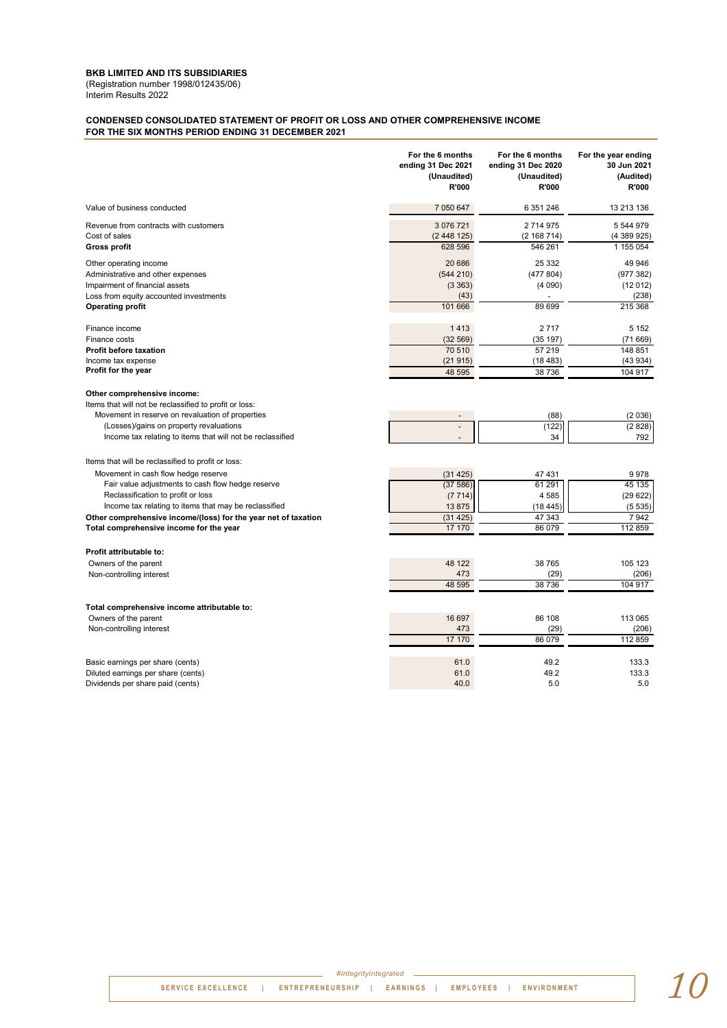**BKB LIMITED AND ITS SUBSIDIARIES**
(Registration number 1998/012435/06)
Interim Results 2022

**CONDENSED CONSOLIDATED STATEMENT OF PROFIT OR LOSS AND OTHER COMPREHENSIVE INCOME FOR THE SIX MONTHS PERIOD ENDING 31 DECEMBER 2021**

| | For the 6 months ending 31 Dec 2021 (Unaudited) R'000 | For the 6 months ending 31 Dec 2020 (Unaudited) R'000 | For the year ending 30 Jun 2021 (Audited) R'000 |
|---|---|---|---|
| Value of business conducted | 7 050 647 | 6 351 246 | 13 213 136 |
| Revenue from contracts with customers | 3 076 721 | 2 714 975 | 5 544 979 |
| Cost of sales | (2 448 125) | (2 168 714) | (4 389 925) |
| **Gross profit** | 628 596 | 546 261 | 1 155 054 |
| Other operating income | 20 686 | 25 332 | 49 946 |
| Administrative and other expenses | (544 210) | (477 804) | (977 382) |
| Impairment of financial assets | (3 363) | (4 090) | (12 012) |
| Loss from equity accounted investments | (43) | - | (238) |
| **Operating profit** | 101 666 | 89 699 | 215 368 |
| Finance income | 1 413 | 2 717 | 5 152 |
| Finance costs | (32 569) | (35 197) | (71 669) |
| **Profit before taxation** | 70 510 | 57 219 | 148 851 |
| Income tax expense | (21 915) | (18 483) | (43 934) |
| **Profit for the year** | 48 595 | 38 736 | 104 917 |
| **Other comprehensive income:** | | | |
| Items that will not be reclassified to profit or loss: | | | |
| Movement in reserve on revaluation of properties | - | (88) | (2 036) |
| (Losses)/gains on property revaluations | - | (122) | (2 828) |
| Income tax relating to items that will not be reclassified | - | 34 | 792 |
| Items that will be reclassified to profit or loss: | | | |
| Movement in cash flow hedge reserve | (31 425) | 47 431 | 9 978 |
| Fair value adjustments to cash flow hedge reserve | (37 586) | 61 291 | 45 135 |
| Reclassification to profit or loss | (7 714) | 4 585 | (29 622) |
| Income tax relating to items that may be reclassified | 13 875 | (18 445) | (5 535) |
| **Other comprehensive income/(loss) for the year net of taxation** | (31 425) | 47 343 | 7 942 |
| **Total comprehensive income for the year** | 17 170 | 86 079 | 112 859 |
| **Profit attributable to:** | | | |
| Owners of the parent | 48 122 | 38 765 | 105 123 |
| Non-controlling interest | 473 | (29) | (206) |
| | 48 595 | 38 736 | 104 917 |
| **Total comprehensive income attributable to:** | | | |
| Owners of the parent | 16 697 | 86 108 | 113 065 |
| Non-controlling interest | 473 | (29) | (206) |
| | 17 170 | 86 079 | 112 859 |
| Basic earnings per share (cents) | 61.0 | 49.2 | 133.3 |
| Diluted earnings per share (cents) | 61.0 | 49.2 | 133.3 |
| Dividends per share paid (cents) | 40.0 | 5.0 | 5.0 |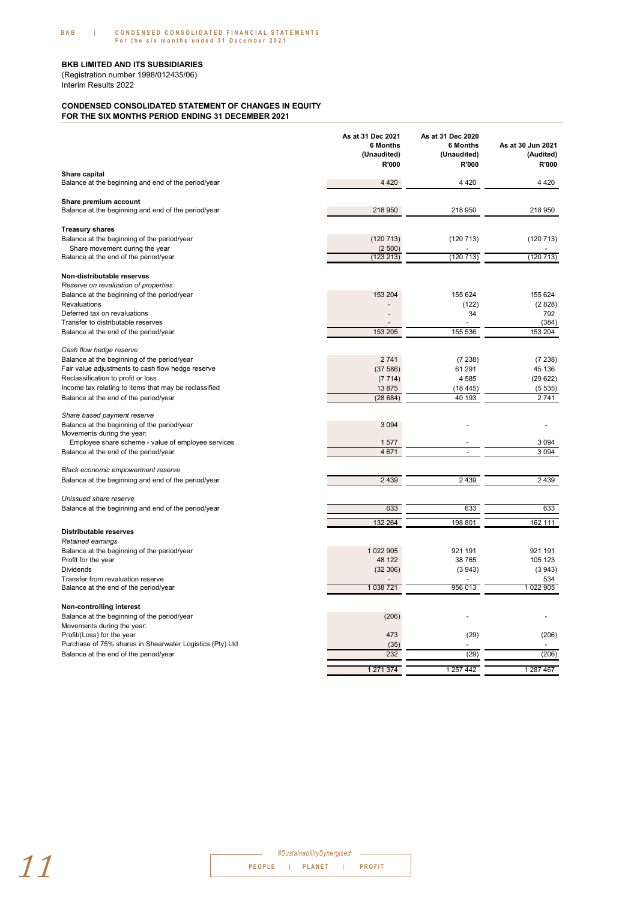**BKB LIMITED AND ITS SUBSIDIARIES**
(Registration number 1998/012435/06)
Interim Results 2022

**CONDENSED CONSOLIDATED STATEMENT OF CHANGES IN EQUITY FOR THE SIX MONTHS PERIOD ENDING 31 DECEMBER 2021**

| | As at 31 Dec 2021 6 Months (Unaudited) R'000 | As at 31 Dec 2020 6 Months (Unaudited) R'000 | As at 30 Jun 2021 (Audited) R'000 |
|---|---|---|---|
| **Share capital** | | | |
| Balance at the beginning and end of the period/year | 4 420 | 4 420 | 4 420 |
| **Share premium account** | | | |
| Balance at the beginning and end of the period/year | 218 950 | 218 950 | 218 950 |
| **Treasury shares** | | | |
| Balance at the beginning of the period/year | (120 713) | (120 713) | (120 713) |
| Share movement during the year | (2 500) | - | - |
| Balance at the end of the period/year | (123 213) | (120 713) | (120 713) |
| **Non-distributable reserves** | | | |
| *Reserve on revaluation of properties* | | | |
| Balance at the beginning of the period/year | 153 204 | 155 624 | 155 624 |
| Revaluations | - | (122) | (2 828) |
| Deferred tax on revaluations | - | 34 | 792 |
| Transfer to distributable reserves | - | - | (384) |
| Balance at the end of the period/year | 153 205 | 155 536 | 153 204 |
| *Cash flow hedge reserve* | | | |
| Balance at the beginning of the period/year | 2 741 | (7 238) | (7 238) |
| Fair value adjustments to cash flow hedge reserve | (37 586) | 61 291 | 45 136 |
| Reclassification to profit or loss | (7 714) | 4 585 | (29 622) |
| Income tax relating to items that may be reclassified | 13 875 | (18 445) | (5 535) |
| Balance at the end of the period/year | (28 684) | 40 193 | 2 741 |
| *Share based payment reserve* | | | |
| Balance at the beginning of the period/year | 3 094 | - | - |
| Movements during the year: | | | |
| Employee share scheme - value of employee services | 1 577 | - | 3 094 |
| Balance at the end of the period/year | 4 671 | - | 3 094 |
| *Black economic empowerment reserve* | | | |
| Balance at the beginning and end of the period/year | 2 439 | 2 439 | 2 439 |
| *Unissued share reserve* | | | |
| Balance at the beginning and end of the period/year | 633 | 633 | 633 |
| | 132 264 | 198 801 | 162 111 |
| **Distributable reserves** | | | |
| *Retained earnings* | | | |
| Balance at the beginning of the period/year | 1 022 905 | 921 191 | 921 191 |
| Profit for the year | 48 122 | 38 765 | 105 123 |
| Dividends | (32 306) | (3 943) | (3 943) |
| Transfer from revaluation reserve | - | - | 534 |
| Balance at the end of the period/year | 1 038 721 | 956 013 | 1 022 905 |
| **Non-controlling interest** | | | |
| Balance at the beginning of the period/year | (206) | - | - |
| Movements during the year: | | | |
| Profit/(Loss) for the year | 473 | (29) | (206) |
| Purchase of 75% shares in Shearwater Logistics (Pty) Ltd | (35) | - | - |
| Balance at the end of the period/year | 232 | (29) | (206) |
| | 1 271 374 | 1 257 442 | 1 287 467 |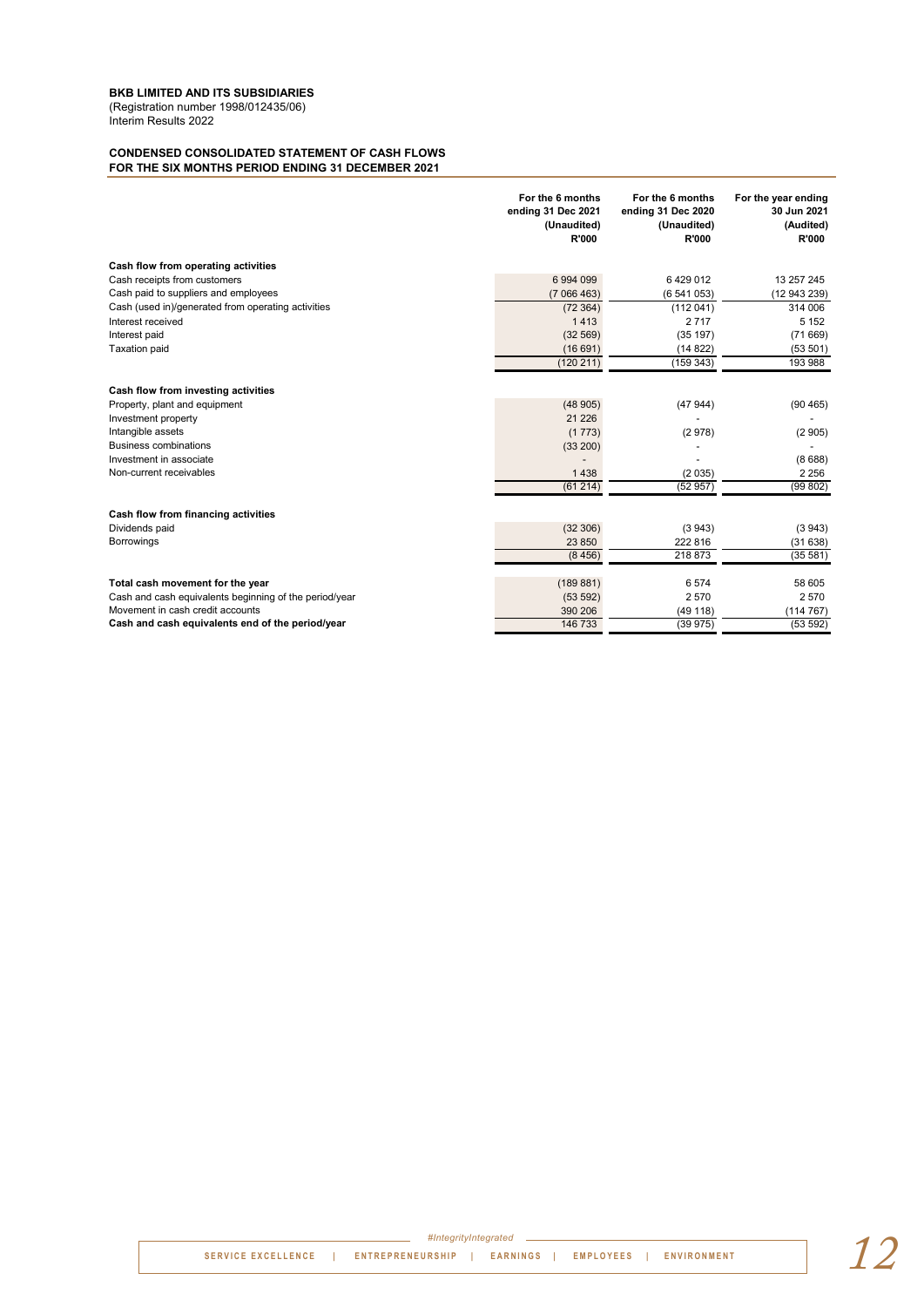**BKB LIMITED AND ITS SUBSIDIARIES**
(Registration number 1998/012435/06)
Interim Results 2022

**CONDENSED CONSOLIDATED STATEMENT OF CASH FLOWS**
**FOR THE SIX MONTHS PERIOD ENDING 31 DECEMBER 2021**

| | For the 6 months ending 31 Dec 2021 (Unaudited) R'000 | For the 6 months ending 31 Dec 2020 (Unaudited) R'000 | For the year ending 30 Jun 2021 (Audited) R'000 |
|---|---|---|---|
| **Cash flow from operating activities** | | | |
| Cash receipts from customers | 6 994 099 | 6 429 012 | 13 257 245 |
| Cash paid to suppliers and employees | (7 066 463) | (6 541 053) | (12 943 239) |
| Cash (used in)/generated from operating activities | (72 364) | (112 041) | 314 006 |
| Interest received | 1 413 | 2 717 | 5 152 |
| Interest paid | (32 569) | (35 197) | (71 669) |
| Taxation paid | (16 691) | (14 822) | (53 501) |
| | (120 211) | (159 343) | 193 988 |
| **Cash flow from investing activities** | | | |
| Property, plant and equipment | (48 905) | (47 944) | (90 465) |
| Investment property | 21 226 | - | - |
| Intangible assets | (1 773) | (2 978) | (2 905) |
| Business combinations | (33 200) | - | - |
| Investment in associate | - | - | (8 688) |
| Non-current receivables | 1 438 | (2 035) | 2 256 |
| | (61 214) | (52 957) | (99 802) |
| **Cash flow from financing activities** | | | |
| Dividends paid | (32 306) | (3 943) | (3 943) |
| Borrowings | 23 850 | 222 816 | (31 638) |
| | (8 456) | 218 873 | (35 581) |
| **Total cash movement for the year** | (189 881) | 6 574 | 58 605 |
| Cash and cash equivalents beginning of the period/year | (53 592) | 2 570 | 2 570 |
| Movement in cash credit accounts | 390 206 | (49 118) | (114 767) |
| **Cash and cash equivalents end of the period/year** | 146 733 | (39 975) | (53 592) |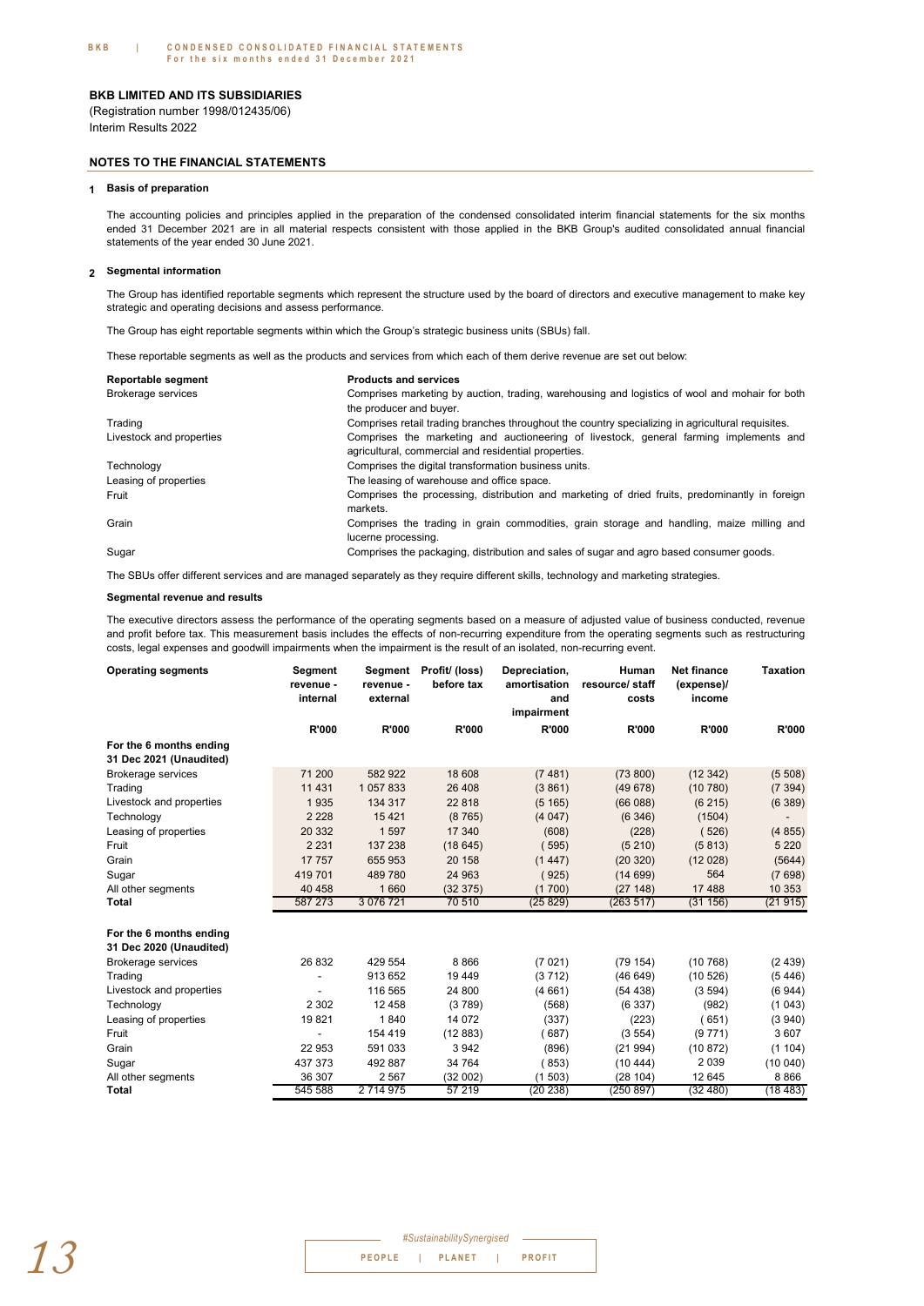**BKB LIMITED AND ITS SUBSIDIARIES**
(Registration number 1998/012435/06)
Interim Results 2022

## NOTES TO THE FINANCIAL STATEMENTS

### 1 Basis of preparation

The accounting policies and principles applied in the preparation of the condensed consolidated interim financial statements for the six months ended 31 December 2021 are in all material respects consistent with those applied in the BKB Group's audited consolidated annual financial statements of the year ended 30 June 2021.

### 2 Segmental information

The Group has identified reportable segments which represent the structure used by the board of directors and executive management to make key strategic and operating decisions and assess performance.

The Group has eight reportable segments within which the Group's strategic business units (SBUs) fall.

These reportable segments as well as the products and services from which each of them derive revenue are set out below:

| Reportable segment | Products and services |
|---|---|
| Brokerage services | Comprises marketing by auction, trading, warehousing and logistics of wool and mohair for both the producer and buyer. |
| Trading | Comprises retail trading branches throughout the country specializing in agricultural requisites. |
| Livestock and properties | Comprises the marketing and auctioneering of livestock, general farming implements and agricultural, commercial and residential properties. |
| Technology | Comprises the digital transformation business units. |
| Leasing of properties | The leasing of warehouse and office space. |
| Fruit | Comprises the processing, distribution and marketing of dried fruits, predominantly in foreign markets. |
| Grain | Comprises the trading in grain commodities, grain storage and handling, maize milling and lucerne processing. |
| Sugar | Comprises the packaging, distribution and sales of sugar and agro based consumer goods. |

The SBUs offer different services and are managed separately as they require different skills, technology and marketing strategies.

**Segmental revenue and results**

The executive directors assess the performance of the operating segments based on a measure of adjusted value of business conducted, revenue and profit before tax. This measurement basis includes the effects of non-recurring expenditure from the operating segments such as restructuring costs, legal expenses and goodwill impairments when the impairment is the result of an isolated, non-recurring event.

| Operating segments | Segment revenue - internal | Segment revenue - external | Profit/ (loss) before tax | Depreciation, amortisation and impairment | Human resource/ staff costs | Net finance (expense)/ income | Taxation |
|---|---|---|---|---|---|---|---|
| | R'000 | R'000 | R'000 | R'000 | R'000 | R'000 | R'000 |
| **For the 6 months ending 31 Dec 2021 (Unaudited)** | | | | | | | |
| Brokerage services | 71 200 | 582 922 | 18 608 | (7 481) | (73 800) | (12 342) | (5 508) |
| Trading | 11 431 | 1 057 833 | 26 408 | (3 861) | (49 678) | (10 780) | (7 394) |
| Livestock and properties | 1 935 | 134 317 | 22 818 | (5 165) | (66 088) | (6 215) | (6 389) |
| Technology | 2 228 | 15 421 | (8 765) | (4 047) | (6 346) | (1504) | - |
| Leasing of properties | 20 332 | 1 597 | 17 340 | (608) | (228) | (526) | (4 855) |
| Fruit | 2 231 | 137 238 | (18 645) | (595) | (5 210) | (5 813) | 5 220 |
| Grain | 17 757 | 655 953 | 20 158 | (1 447) | (20 320) | (12 028) | (5644) |
| Sugar | 419 701 | 489 780 | 24 963 | (925) | (14 699) | 564 | (7 698) |
| All other segments | 40 458 | 1 660 | (32 375) | (1 700) | (27 148) | 17 488 | 10 353 |
| **Total** | 587 273 | 3 076 721 | 70 510 | (25 829) | (263 517) | (31 156) | (21 915) |
| **For the 6 months ending 31 Dec 2020 (Unaudited)** | | | | | | | |
| Brokerage services | 26 832 | 429 554 | 8 866 | (7 021) | (79 154) | (10 768) | (2 439) |
| Trading | - | 913 652 | 19 449 | (3 712) | (46 649) | (10 526) | (5 446) |
| Livestock and properties | - | 116 565 | 24 800 | (4 661) | (54 438) | (3 594) | (6 944) |
| Technology | 2 302 | 12 458 | (3 789) | (568) | (6 337) | (982) | (1 043) |
| Leasing of properties | 19 821 | 1 840 | 14 072 | (337) | (223) | (651) | (3 940) |
| Fruit | - | 154 419 | (12 883) | (687) | (3 554) | (9 771) | 3 607 |
| Grain | 22 953 | 591 033 | 3 942 | (896) | (21 994) | (10 872) | (1 104) |
| Sugar | 437 373 | 492 887 | 34 764 | (853) | (10 444) | 2 039 | (10 040) |
| All other segments | 36 307 | 2 567 | (32 002) | (1 503) | (28 104) | 12 645 | 8 866 |
| **Total** | 545 588 | 2 714 975 | 57 219 | (20 238) | (250 897) | (32 480) | (18 483) |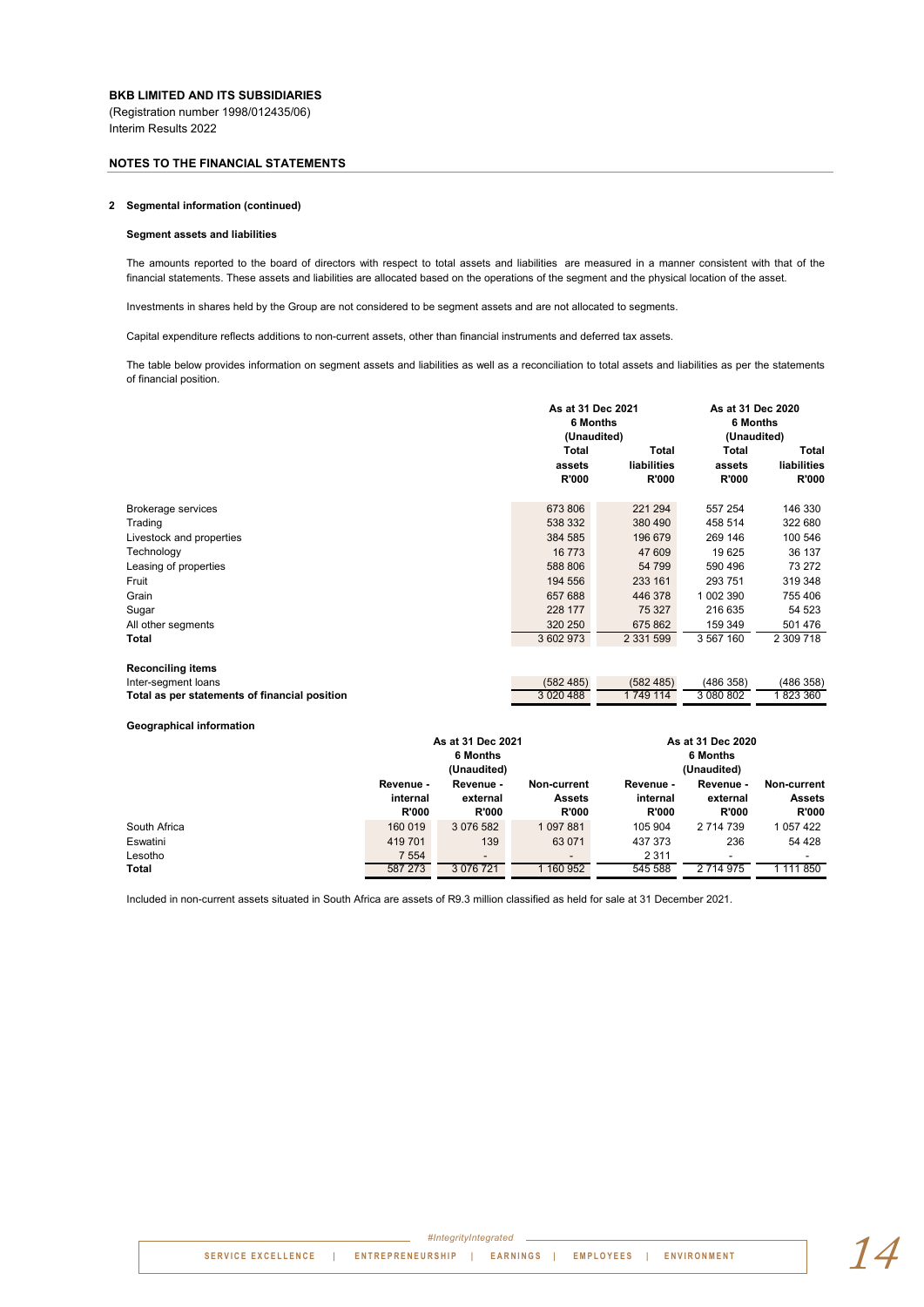**BKB LIMITED AND ITS SUBSIDIARIES**
(Registration number 1998/012435/06)
Interim Results 2022

**NOTES TO THE FINANCIAL STATEMENTS**

**2 Segmental information (continued)**

**Segment assets and liabilities**

The amounts reported to the board of directors with respect to total assets and liabilities are measured in a manner consistent with that of the financial statements. These assets and liabilities are allocated based on the operations of the segment and the physical location of the asset.

Investments in shares held by the Group are not considered to be segment assets and are not allocated to segments.

Capital expenditure reflects additions to non-current assets, other than financial instruments and deferred tax assets.

The table below provides information on segment assets and liabilities as well as a reconciliation to total assets and liabilities as per the statements of financial position.

| | As at 31 Dec 2021 6 Months (Unaudited) | | As at 31 Dec 2020 6 Months (Unaudited) | |
|---|---|---|---|---|
| | Total assets R'000 | Total liabilities R'000 | Total assets R'000 | Total liabilities R'000 |
| Brokerage services | 673 806 | 221 294 | 557 254 | 146 330 |
| Trading | 538 332 | 380 490 | 458 514 | 322 680 |
| Livestock and properties | 384 585 | 196 679 | 269 146 | 100 546 |
| Technology | 16 773 | 47 609 | 19 625 | 36 137 |
| Leasing of properties | 588 806 | 54 799 | 590 496 | 73 272 |
| Fruit | 194 556 | 233 161 | 293 751 | 319 348 |
| Grain | 657 688 | 446 378 | 1 002 390 | 755 406 |
| Sugar | 228 177 | 75 327 | 216 635 | 54 523 |
| All other segments | 320 250 | 675 862 | 159 349 | 501 476 |
| **Total** | 3 602 973 | 2 331 599 | 3 567 160 | 2 309 718 |
| **Reconciling items** | | | | |
| Inter-segment loans | (582 485) | (582 485) | (486 358) | (486 358) |
| **Total as per statements of financial position** | 3 020 488 | 1 749 114 | 3 080 802 | 1 823 360 |

**Geographical information**

| | As at 31 Dec 2021 6 Months (Unaudited) | | | As at 31 Dec 2020 6 Months (Unaudited) | | |
|---|---|---|---|---|---|---|
| | Revenue - internal R'000 | Revenue - external R'000 | Non-current Assets R'000 | Revenue - internal R'000 | Revenue - external R'000 | Non-current Assets R'000 |
| South Africa | 160 019 | 3 076 582 | 1 097 881 | 105 904 | 2 714 739 | 1 057 422 |
| Eswatini | 419 701 | 139 | 63 071 | 437 373 | 236 | 54 428 |
| Lesotho | 7 554 | - | - | 2 311 | - | - |
| **Total** | 587 273 | 3 076 721 | 1 160 952 | 545 588 | 2 714 975 | 1 111 850 |

Included in non-current assets situated in South Africa are assets of R9.3 million classified as held for sale at 31 December 2021.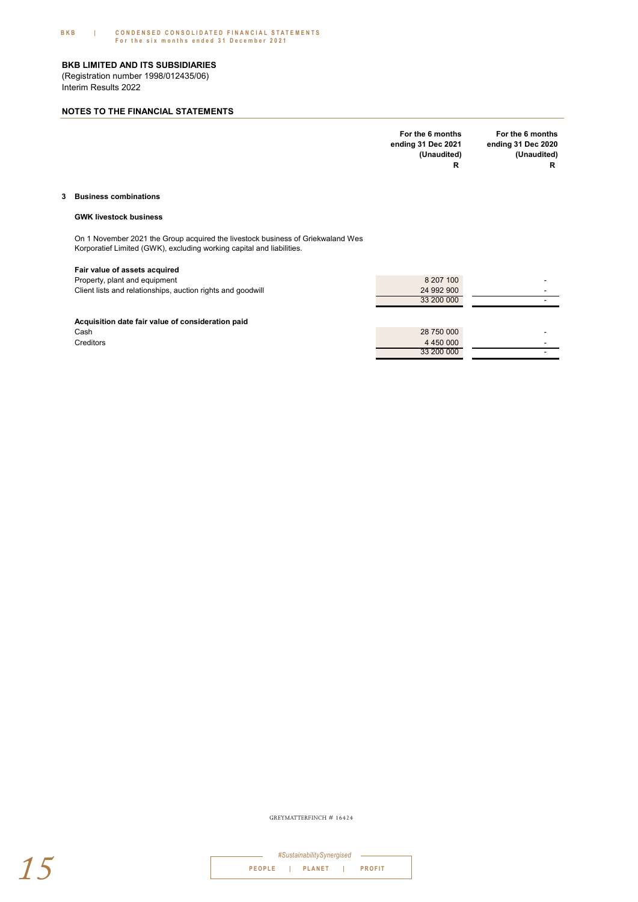**BKB LIMITED AND ITS SUBSIDIARIES**
(Registration number 1998/012435/06)
Interim Results 2022

## NOTES TO THE FINANCIAL STATEMENTS

| | For the 6 months ending 31 Dec 2021 (Unaudited) R | For the 6 months ending 31 Dec 2020 (Unaudited) R |
|---|---|---|

### 3 Business combinations

**GWK livestock business**

On 1 November 2021 the Group acquired the livestock business of Griekwaland Wes Korporatief Limited (GWK), excluding working capital and liabilities.

| | For the 6 months ending 31 Dec 2021 (Unaudited) R | For the 6 months ending 31 Dec 2020 (Unaudited) R |
|---|---|---|
| **Fair value of assets acquired** | | |
| Property, plant and equipment | 8 207 100 | - |
| Client lists and relationships, auction rights and goodwill | 24 992 900 | - |
| | 33 200 000 | - |
| **Acquisition date fair value of consideration paid** | | |
| Cash | 28 750 000 | - |
| Creditors | 4 450 000 | - |
| | 33 200 000 | - |

GREYMATTERFINCH # 16424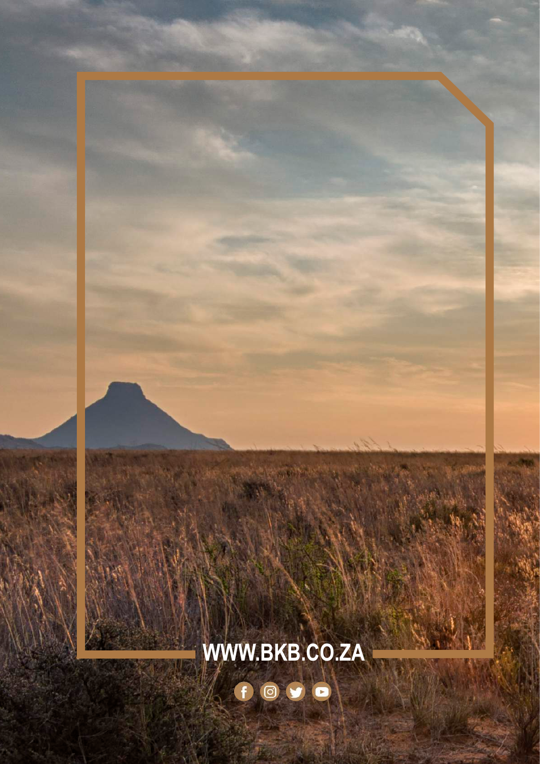WWW.BKB.CO.ZA